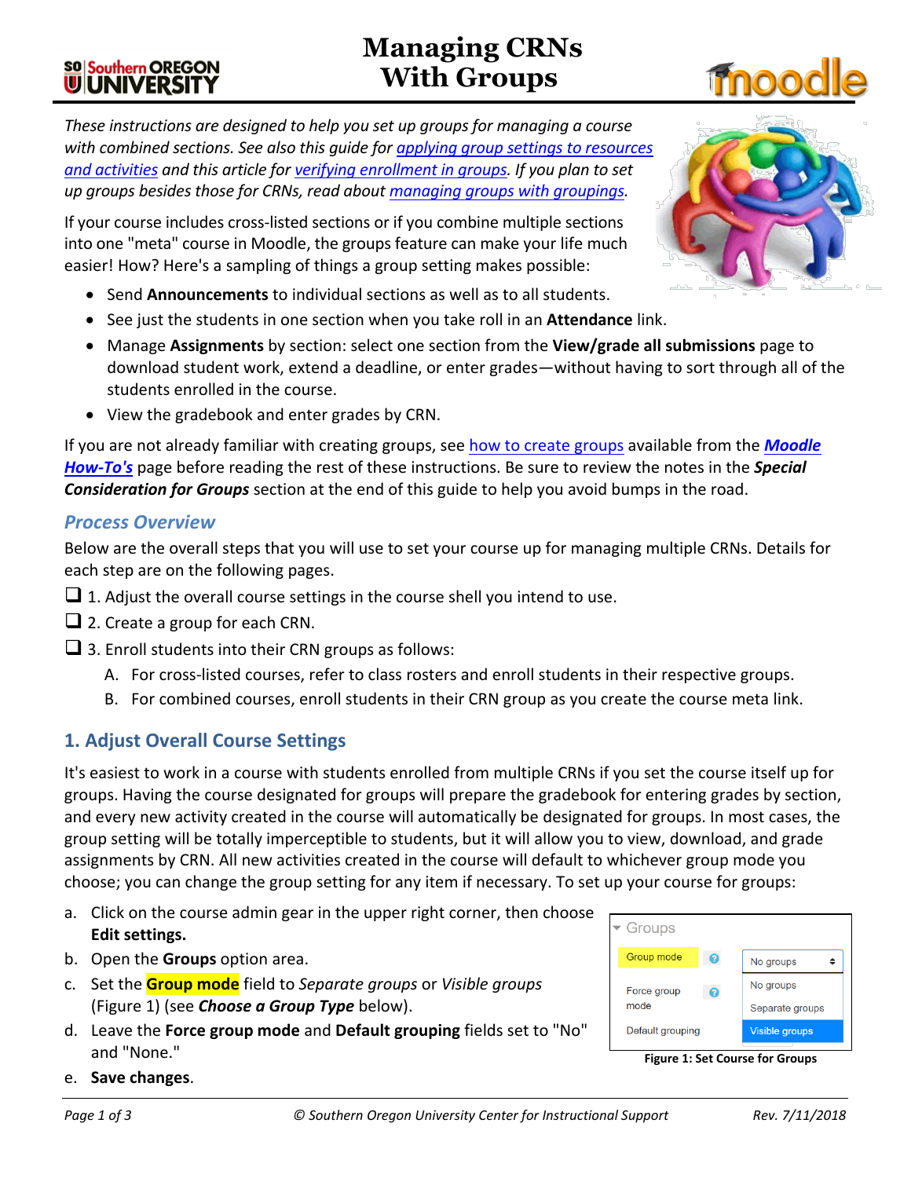# Managing CRNs With Groups

*These instructions are designed to help you set up groups for managing a course with combined sections. See also this guide for [applying group settings to resources and activities]() and this article for [verifying enrollment in groups](). If you plan to set up groups besides those for CRNs, read about [managing groups with groupings]().*

If your course includes cross-listed sections or if you combine multiple sections into one "meta" course in Moodle, the groups feature can make your life much easier! How? Here's a sampling of things a group setting makes possible:

- Send **Announcements** to individual sections as well as to all students.
- See just the students in one section when you take roll in an **Attendance** link.
- Manage **Assignments** by section: select one section from the **View/grade all submissions** page to download student work, extend a deadline, or enter grades—without having to sort through all of the students enrolled in the course.
- View the gradebook and enter grades by CRN.

If you are not already familiar with creating groups, see [how to create groups]() available from the [***Moodle How-To's***]() page before reading the rest of these instructions. Be sure to review the notes in the ***Special Consideration for Groups*** section at the end of this guide to help you avoid bumps in the road.

## *Process Overview*

Below are the overall steps that you will use to set your course up for managing multiple CRNs. Details for each step are on the following pages.

- [ ] 1. Adjust the overall course settings in the course shell you intend to use.
- [ ] 2. Create a group for each CRN.
- [ ] 3. Enroll students into their CRN groups as follows:
  - A. For cross-listed courses, refer to class rosters and enroll students in their respective groups.
  - B. For combined courses, enroll students in their CRN group as you create the course meta link.

## 1. Adjust Overall Course Settings

It's easiest to work in a course with students enrolled from multiple CRNs if you set the course itself up for groups. Having the course designated for groups will prepare the gradebook for entering grades by section, and every new activity created in the course will automatically be designated for groups. In most cases, the group setting will be totally imperceptible to students, but it will allow you to view, download, and grade assignments by CRN. All new activities created in the course will default to whichever group mode you choose; you can change the group setting for any item if necessary. To set up your course for groups:

a. Click on the course admin gear in the upper right corner, then choose **Edit settings.**

b. Open the **Groups** option area.

c. Set the **Group mode** field to *Separate groups* or *Visible groups* (Figure 1) (see ***Choose a Group Type*** below).

d. Leave the **Force group mode** and **Default grouping** fields set to "No" and "None."

e. **Save changes**.

**Figure 1: Set Course for Groups**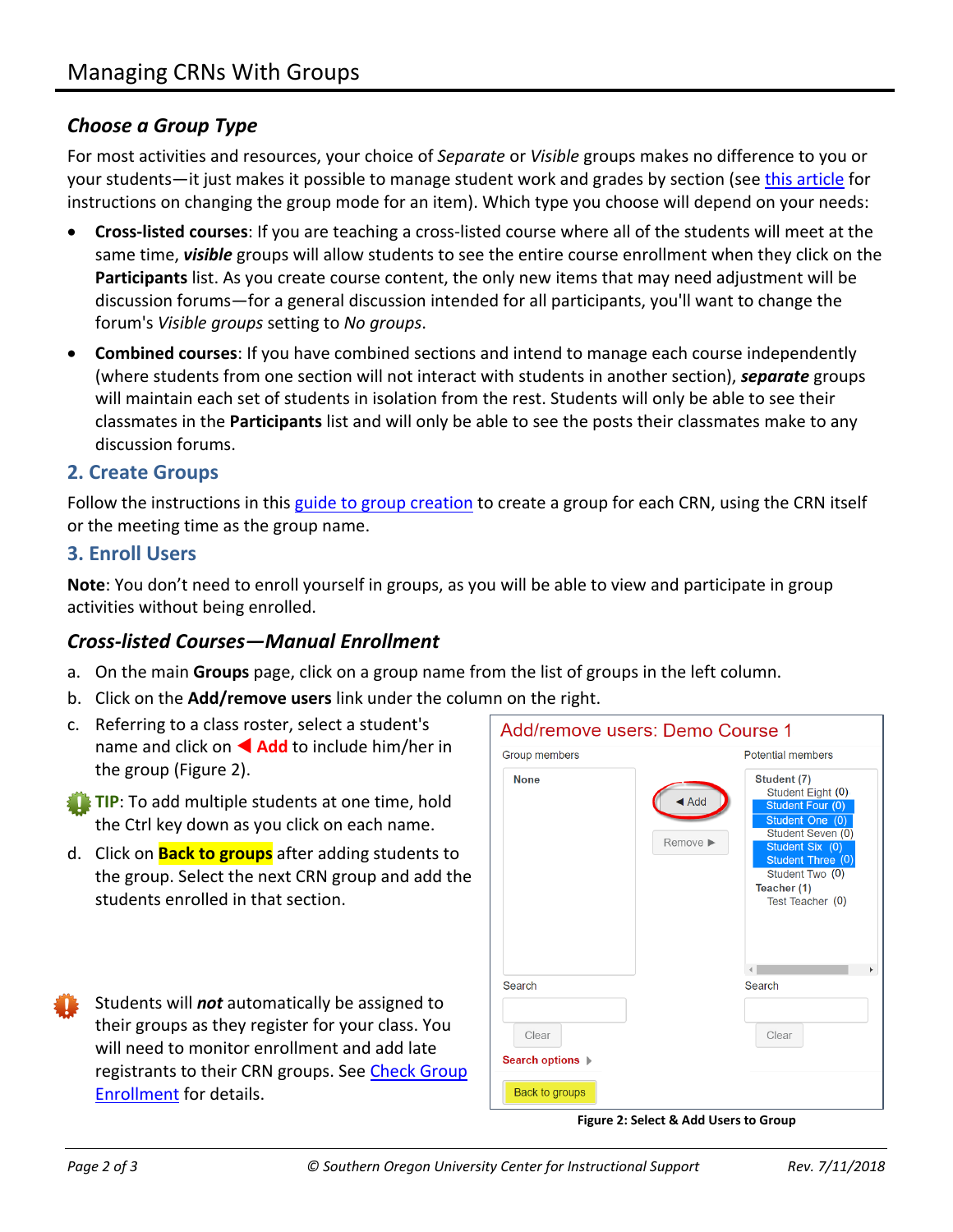### *Choose a Group Type*

For most activities and resources, your choice of *Separate* or *Visible* groups makes no difference to you or your students—it just makes it possible to manage student work and grades by section (see this article for instructions on changing the group mode for an item). Which type you choose will depend on your needs:

- **Cross-listed courses**: If you are teaching a cross-listed course where all of the students will meet at the same time, ***visible*** groups will allow students to see the entire course enrollment when they click on the **Participants** list. As you create course content, the only new items that may need adjustment will be discussion forums—for a general discussion intended for all participants, you'll want to change the forum's *Visible groups* setting to *No groups*.
- **Combined courses**: If you have combined sections and intend to manage each course independently (where students from one section will not interact with students in another section), ***separate*** groups will maintain each set of students in isolation from the rest. Students will only be able to see their classmates in the **Participants** list and will only be able to see the posts their classmates make to any discussion forums.

## 2. Create Groups

Follow the instructions in this guide to group creation to create a group for each CRN, using the CRN itself or the meeting time as the group name.

## 3. Enroll Users

**Note**: You don't need to enroll yourself in groups, as you will be able to view and participate in group activities without being enrolled.

### *Cross-listed Courses—Manual Enrollment*

a. On the main **Groups** page, click on a group name from the list of groups in the left column.

b. Click on the **Add/remove users** link under the column on the right.

c. Referring to a class roster, select a student's name and click on ◀ **Add** to include him/her in the group (Figure 2).

**TIP**: To add multiple students at one time, hold the Ctrl key down as you click on each name.

d. Click on **Back to groups** after adding students to the group. Select the next CRN group and add the students enrolled in that section.

Students will ***not*** automatically be assigned to their groups as they register for your class. You will need to monitor enrollment and add late registrants to their CRN groups. See Check Group Enrollment for details.

**Figure 2: Select & Add Users to Group**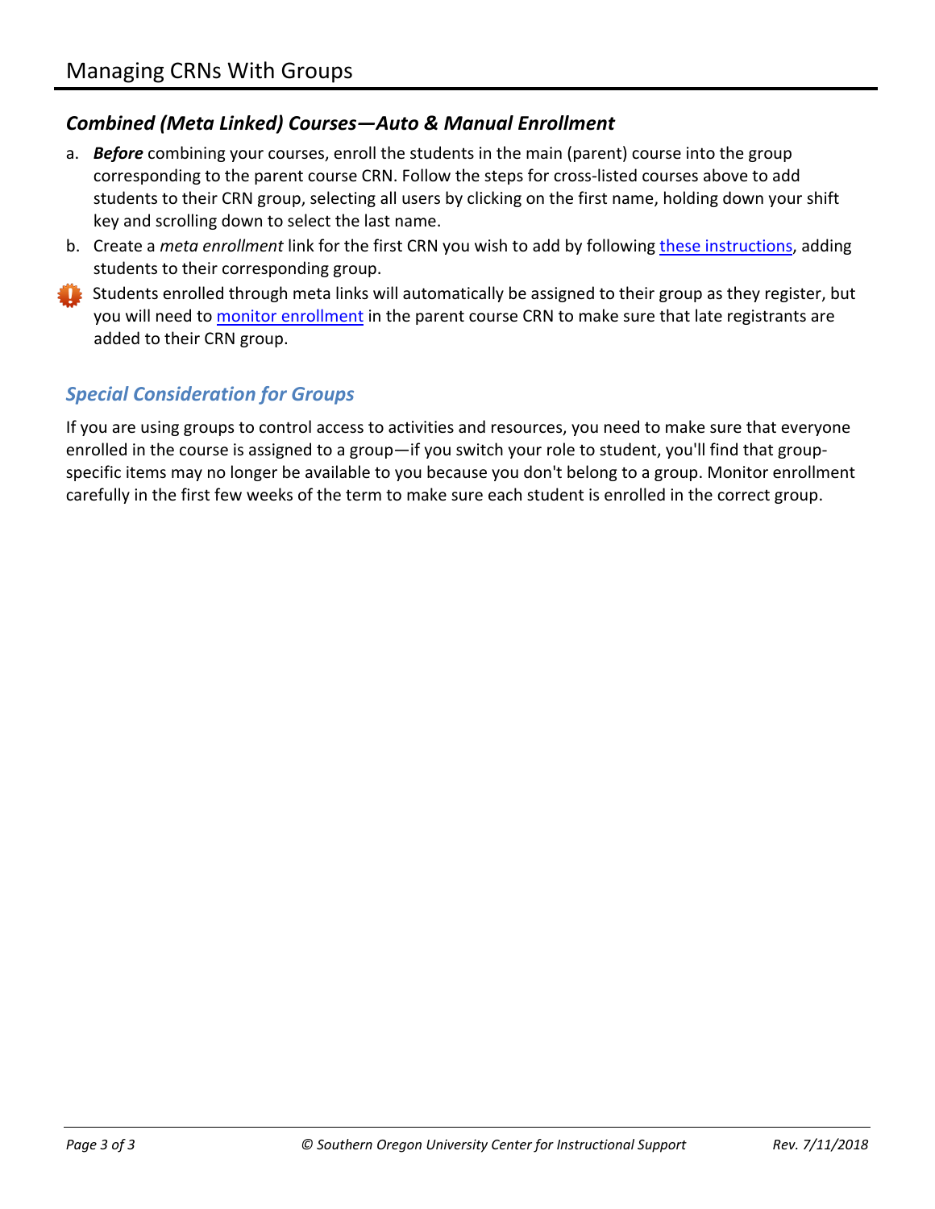# Managing CRNs With Groups

### *Combined (Meta Linked) Courses—Auto & Manual Enrollment*

a. ***Before*** combining your courses, enroll the students in the main (parent) course into the group corresponding to the parent course CRN. Follow the steps for cross-listed courses above to add students to their CRN group, selecting all users by clicking on the first name, holding down your shift key and scrolling down to select the last name.

b. Create a *meta enrollment* link for the first CRN you wish to add by following these instructions, adding students to their corresponding group.

Students enrolled through meta links will automatically be assigned to their group as they register, but you will need to monitor enrollment in the parent course CRN to make sure that late registrants are added to their CRN group.

### *Special Consideration for Groups*

If you are using groups to control access to activities and resources, you need to make sure that everyone enrolled in the course is assigned to a group—if you switch your role to student, you'll find that group-specific items may no longer be available to you because you don't belong to a group. Monitor enrollment carefully in the first few weeks of the term to make sure each student is enrolled in the correct group.